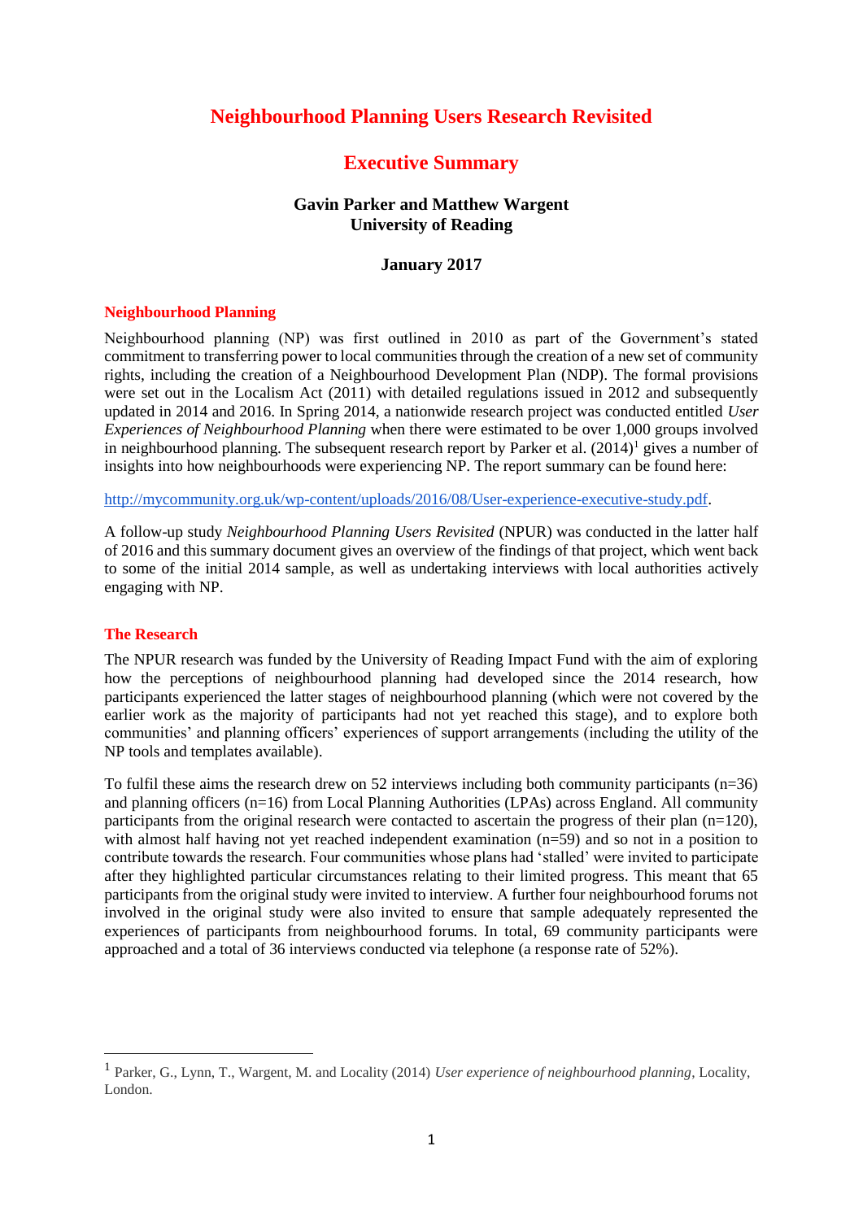# Neighbourhood Planning Users Research Revisited

## Executive Summary

**Gavin Parker and Matthew Wargent**
**University of Reading**

**January 2017**

### Neighbourhood Planning

Neighbourhood planning (NP) was first outlined in 2010 as part of the Government's stated commitment to transferring power to local communities through the creation of a new set of community rights, including the creation of a Neighbourhood Development Plan (NDP). The formal provisions were set out in the Localism Act (2011) with detailed regulations issued in 2012 and subsequently updated in 2014 and 2016. In Spring 2014, a nationwide research project was conducted entitled *User Experiences of Neighbourhood Planning* when there were estimated to be over 1,000 groups involved in neighbourhood planning. The subsequent research report by Parker et al. (2014)[1] gives a number of insights into how neighbourhoods were experiencing NP. The report summary can be found here:

http://mycommunity.org.uk/wp-content/uploads/2016/08/User-experience-executive-study.pdf.

A follow-up study *Neighbourhood Planning Users Revisited* (NPUR) was conducted in the latter half of 2016 and this summary document gives an overview of the findings of that project, which went back to some of the initial 2014 sample, as well as undertaking interviews with local authorities actively engaging with NP.

### The Research

The NPUR research was funded by the University of Reading Impact Fund with the aim of exploring how the perceptions of neighbourhood planning had developed since the 2014 research, how participants experienced the latter stages of neighbourhood planning (which were not covered by the earlier work as the majority of participants had not yet reached this stage), and to explore both communities' and planning officers' experiences of support arrangements (including the utility of the NP tools and templates available).

To fulfil these aims the research drew on 52 interviews including both community participants (n=36) and planning officers (n=16) from Local Planning Authorities (LPAs) across England. All community participants from the original research were contacted to ascertain the progress of their plan (n=120), with almost half having not yet reached independent examination (n=59) and so not in a position to contribute towards the research. Four communities whose plans had 'stalled' were invited to participate after they highlighted particular circumstances relating to their limited progress. This meant that 65 participants from the original study were invited to interview. A further four neighbourhood forums not involved in the original study were also invited to ensure that sample adequately represented the experiences of participants from neighbourhood forums. In total, 69 community participants were approached and a total of 36 interviews conducted via telephone (a response rate of 52%).

---

[1] Parker, G., Lynn, T., Wargent, M. and Locality (2014) *User experience of neighbourhood planning*, Locality, London.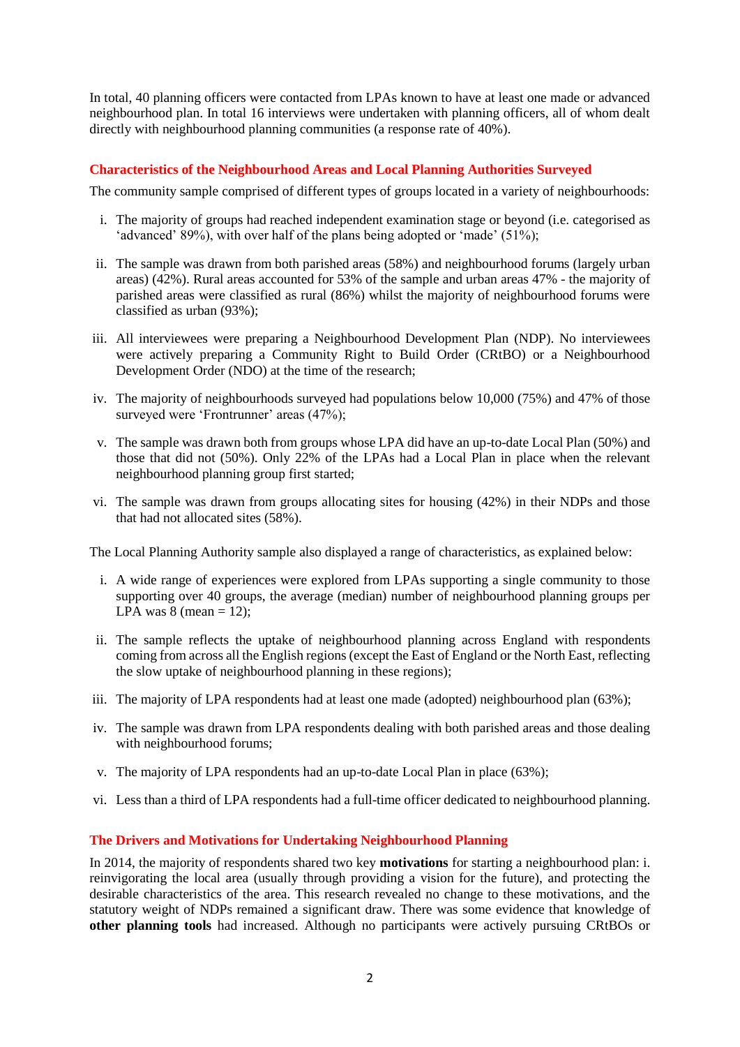In total, 40 planning officers were contacted from LPAs known to have at least one made or advanced neighbourhood plan. In total 16 interviews were undertaken with planning officers, all of whom dealt directly with neighbourhood planning communities (a response rate of 40%).

### Characteristics of the Neighbourhood Areas and Local Planning Authorities Surveyed

The community sample comprised of different types of groups located in a variety of neighbourhoods:

i. The majority of groups had reached independent examination stage or beyond (i.e. categorised as 'advanced' 89%), with over half of the plans being adopted or 'made' (51%);

ii. The sample was drawn from both parished areas (58%) and neighbourhood forums (largely urban areas) (42%). Rural areas accounted for 53% of the sample and urban areas 47% - the majority of parished areas were classified as rural (86%) whilst the majority of neighbourhood forums were classified as urban (93%);

iii. All interviewees were preparing a Neighbourhood Development Plan (NDP). No interviewees were actively preparing a Community Right to Build Order (CRtBO) or a Neighbourhood Development Order (NDO) at the time of the research;

iv. The majority of neighbourhoods surveyed had populations below 10,000 (75%) and 47% of those surveyed were 'Frontrunner' areas (47%);

v. The sample was drawn both from groups whose LPA did have an up-to-date Local Plan (50%) and those that did not (50%). Only 22% of the LPAs had a Local Plan in place when the relevant neighbourhood planning group first started;

vi. The sample was drawn from groups allocating sites for housing (42%) in their NDPs and those that had not allocated sites (58%).

The Local Planning Authority sample also displayed a range of characteristics, as explained below:

i. A wide range of experiences were explored from LPAs supporting a single community to those supporting over 40 groups, the average (median) number of neighbourhood planning groups per LPA was 8 (mean = 12);

ii. The sample reflects the uptake of neighbourhood planning across England with respondents coming from across all the English regions (except the East of England or the North East, reflecting the slow uptake of neighbourhood planning in these regions);

iii. The majority of LPA respondents had at least one made (adopted) neighbourhood plan (63%);

iv. The sample was drawn from LPA respondents dealing with both parished areas and those dealing with neighbourhood forums;

v. The majority of LPA respondents had an up-to-date Local Plan in place (63%);

vi. Less than a third of LPA respondents had a full-time officer dedicated to neighbourhood planning.

### The Drivers and Motivations for Undertaking Neighbourhood Planning

In 2014, the majority of respondents shared two key **motivations** for starting a neighbourhood plan: i. reinvigorating the local area (usually through providing a vision for the future), and protecting the desirable characteristics of the area. This research revealed no change to these motivations, and the statutory weight of NDPs remained a significant draw. There was some evidence that knowledge of **other planning tools** had increased. Although no participants were actively pursuing CRtBOs or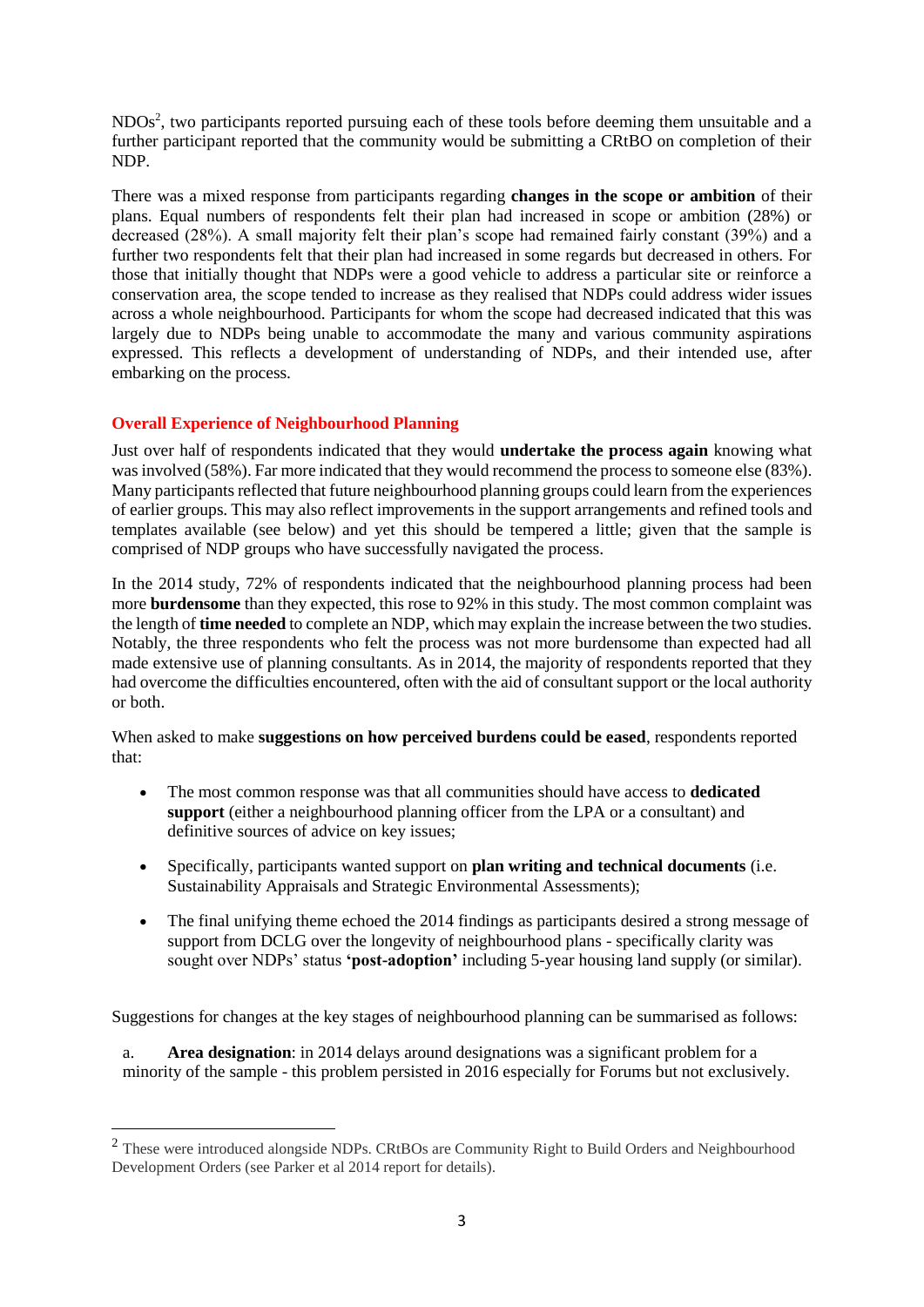NDOs[2], two participants reported pursuing each of these tools before deeming them unsuitable and a further participant reported that the community would be submitting a CRtBO on completion of their NDP.

There was a mixed response from participants regarding **changes in the scope or ambition** of their plans. Equal numbers of respondents felt their plan had increased in scope or ambition (28%) or decreased (28%). A small majority felt their plan's scope had remained fairly constant (39%) and a further two respondents felt that their plan had increased in some regards but decreased in others. For those that initially thought that NDPs were a good vehicle to address a particular site or reinforce a conservation area, the scope tended to increase as they realised that NDPs could address wider issues across a whole neighbourhood. Participants for whom the scope had decreased indicated that this was largely due to NDPs being unable to accommodate the many and various community aspirations expressed. This reflects a development of understanding of NDPs, and their intended use, after embarking on the process.

## Overall Experience of Neighbourhood Planning

Just over half of respondents indicated that they would **undertake the process again** knowing what was involved (58%). Far more indicated that they would recommend the process to someone else (83%). Many participants reflected that future neighbourhood planning groups could learn from the experiences of earlier groups. This may also reflect improvements in the support arrangements and refined tools and templates available (see below) and yet this should be tempered a little; given that the sample is comprised of NDP groups who have successfully navigated the process.

In the 2014 study, 72% of respondents indicated that the neighbourhood planning process had been more **burdensome** than they expected, this rose to 92% in this study. The most common complaint was the length of **time needed** to complete an NDP, which may explain the increase between the two studies. Notably, the three respondents who felt the process was not more burdensome than expected had all made extensive use of planning consultants. As in 2014, the majority of respondents reported that they had overcome the difficulties encountered, often with the aid of consultant support or the local authority or both.

When asked to make **suggestions on how perceived burdens could be eased**, respondents reported that:

- The most common response was that all communities should have access to **dedicated support** (either a neighbourhood planning officer from the LPA or a consultant) and definitive sources of advice on key issues;
- Specifically, participants wanted support on **plan writing and technical documents** (i.e. Sustainability Appraisals and Strategic Environmental Assessments);
- The final unifying theme echoed the 2014 findings as participants desired a strong message of support from DCLG over the longevity of neighbourhood plans - specifically clarity was sought over NDPs' status **'post-adoption'** including 5-year housing land supply (or similar).

Suggestions for changes at the key stages of neighbourhood planning can be summarised as follows:

a. **Area designation**: in 2014 delays around designations was a significant problem for a minority of the sample - this problem persisted in 2016 especially for Forums but not exclusively.

---

[2] These were introduced alongside NDPs. CRtBOs are Community Right to Build Orders and Neighbourhood Development Orders (see Parker et al 2014 report for details).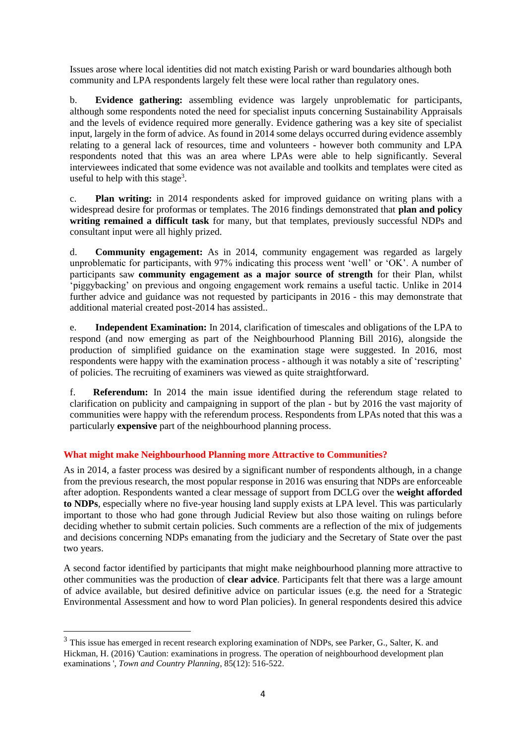Issues arose where local identities did not match existing Parish or ward boundaries although both community and LPA respondents largely felt these were local rather than regulatory ones.

b. **Evidence gathering:** assembling evidence was largely unproblematic for participants, although some respondents noted the need for specialist inputs concerning Sustainability Appraisals and the levels of evidence required more generally. Evidence gathering was a key site of specialist input, largely in the form of advice. As found in 2014 some delays occurred during evidence assembly relating to a general lack of resources, time and volunteers - however both community and LPA respondents noted that this was an area where LPAs were able to help significantly. Several interviewees indicated that some evidence was not available and toolkits and templates were cited as useful to help with this stage[3].

c. **Plan writing:** in 2014 respondents asked for improved guidance on writing plans with a widespread desire for proformas or templates. The 2016 findings demonstrated that **plan and policy writing remained a difficult task** for many, but that templates, previously successful NDPs and consultant input were all highly prized.

d. **Community engagement:** As in 2014, community engagement was regarded as largely unproblematic for participants, with 97% indicating this process went 'well' or 'OK'. A number of participants saw **community engagement as a major source of strength** for their Plan, whilst 'piggybacking' on previous and ongoing engagement work remains a useful tactic. Unlike in 2014 further advice and guidance was not requested by participants in 2016 - this may demonstrate that additional material created post-2014 has assisted..

e. **Independent Examination:** In 2014, clarification of timescales and obligations of the LPA to respond (and now emerging as part of the Neighbourhood Planning Bill 2016), alongside the production of simplified guidance on the examination stage were suggested. In 2016, most respondents were happy with the examination process - although it was notably a site of 'rescripting' of policies. The recruiting of examiners was viewed as quite straightforward.

f. **Referendum:** In 2014 the main issue identified during the referendum stage related to clarification on publicity and campaigning in support of the plan - but by 2016 the vast majority of communities were happy with the referendum process. Respondents from LPAs noted that this was a particularly **expensive** part of the neighbourhood planning process.

## What might make Neighbourhood Planning more Attractive to Communities?

As in 2014, a faster process was desired by a significant number of respondents although, in a change from the previous research, the most popular response in 2016 was ensuring that NDPs are enforceable after adoption. Respondents wanted a clear message of support from DCLG over the **weight afforded to NDPs**, especially where no five-year housing land supply exists at LPA level. This was particularly important to those who had gone through Judicial Review but also those waiting on rulings before deciding whether to submit certain policies. Such comments are a reflection of the mix of judgements and decisions concerning NDPs emanating from the judiciary and the Secretary of State over the past two years.

A second factor identified by participants that might make neighbourhood planning more attractive to other communities was the production of **clear advice**. Participants felt that there was a large amount of advice available, but desired definitive advice on particular issues (e.g. the need for a Strategic Environmental Assessment and how to word Plan policies). In general respondents desired this advice

---

[3] This issue has emerged in recent research exploring examination of NDPs, see Parker, G., Salter, K. and Hickman, H. (2016) 'Caution: examinations in progress. The operation of neighbourhood development plan examinations ', *Town and Country Planning*, 85(12): 516-522.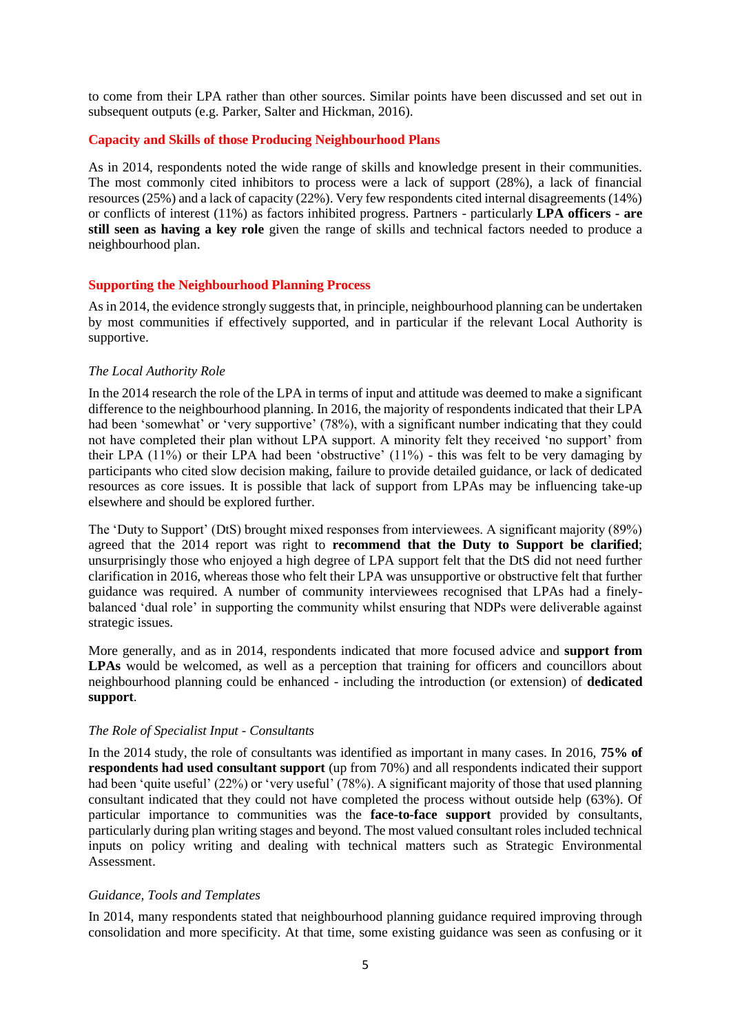to come from their LPA rather than other sources. Similar points have been discussed and set out in subsequent outputs (e.g. Parker, Salter and Hickman, 2016).

### Capacity and Skills of those Producing Neighbourhood Plans

As in 2014, respondents noted the wide range of skills and knowledge present in their communities. The most commonly cited inhibitors to process were a lack of support (28%), a lack of financial resources (25%) and a lack of capacity (22%). Very few respondents cited internal disagreements (14%) or conflicts of interest (11%) as factors inhibited progress. Partners - particularly **LPA officers - are still seen as having a key role** given the range of skills and technical factors needed to produce a neighbourhood plan.

### Supporting the Neighbourhood Planning Process

As in 2014, the evidence strongly suggests that, in principle, neighbourhood planning can be undertaken by most communities if effectively supported, and in particular if the relevant Local Authority is supportive.

*The Local Authority Role*

In the 2014 research the role of the LPA in terms of input and attitude was deemed to make a significant difference to the neighbourhood planning. In 2016, the majority of respondents indicated that their LPA had been 'somewhat' or 'very supportive' (78%), with a significant number indicating that they could not have completed their plan without LPA support. A minority felt they received 'no support' from their LPA (11%) or their LPA had been 'obstructive' (11%) - this was felt to be very damaging by participants who cited slow decision making, failure to provide detailed guidance, or lack of dedicated resources as core issues. It is possible that lack of support from LPAs may be influencing take-up elsewhere and should be explored further.

The 'Duty to Support' (DtS) brought mixed responses from interviewees. A significant majority (89%) agreed that the 2014 report was right to **recommend that the Duty to Support be clarified**; unsurprisingly those who enjoyed a high degree of LPA support felt that the DtS did not need further clarification in 2016, whereas those who felt their LPA was unsupportive or obstructive felt that further guidance was required. A number of community interviewees recognised that LPAs had a finely-balanced 'dual role' in supporting the community whilst ensuring that NDPs were deliverable against strategic issues.

More generally, and as in 2014, respondents indicated that more focused advice and **support from LPAs** would be welcomed, as well as a perception that training for officers and councillors about neighbourhood planning could be enhanced - including the introduction (or extension) of **dedicated support**.

*The Role of Specialist Input - Consultants*

In the 2014 study, the role of consultants was identified as important in many cases. In 2016, **75% of respondents had used consultant support** (up from 70%) and all respondents indicated their support had been 'quite useful' (22%) or 'very useful' (78%). A significant majority of those that used planning consultant indicated that they could not have completed the process without outside help (63%). Of particular importance to communities was the **face-to-face support** provided by consultants, particularly during plan writing stages and beyond. The most valued consultant roles included technical inputs on policy writing and dealing with technical matters such as Strategic Environmental Assessment.

*Guidance, Tools and Templates*

In 2014, many respondents stated that neighbourhood planning guidance required improving through consolidation and more specificity. At that time, some existing guidance was seen as confusing or it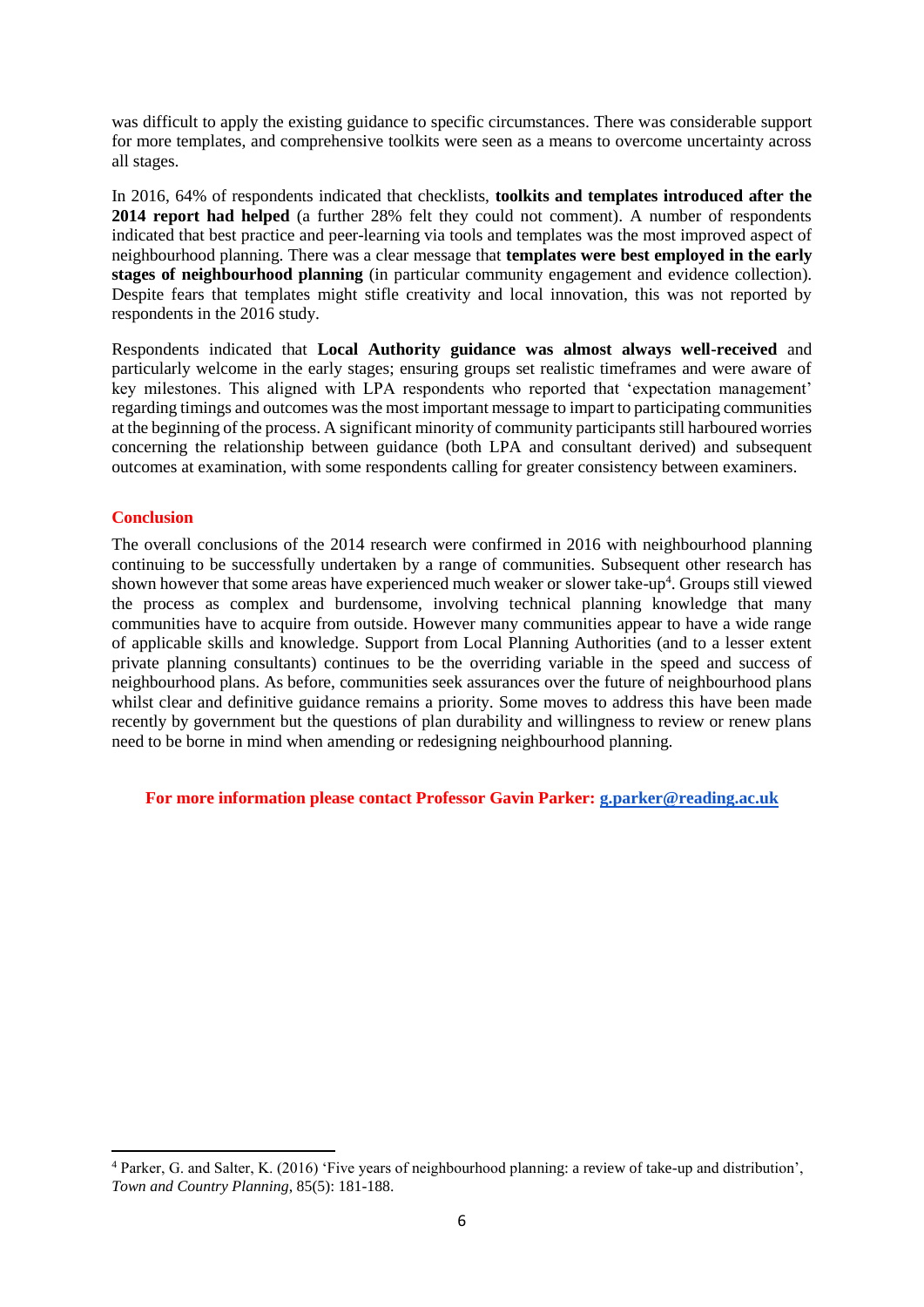was difficult to apply the existing guidance to specific circumstances. There was considerable support for more templates, and comprehensive toolkits were seen as a means to overcome uncertainty across all stages.

In 2016, 64% of respondents indicated that checklists, **toolkits and templates introduced after the 2014 report had helped** (a further 28% felt they could not comment). A number of respondents indicated that best practice and peer-learning via tools and templates was the most improved aspect of neighbourhood planning. There was a clear message that **templates were best employed in the early stages of neighbourhood planning** (in particular community engagement and evidence collection). Despite fears that templates might stifle creativity and local innovation, this was not reported by respondents in the 2016 study.

Respondents indicated that **Local Authority guidance was almost always well-received** and particularly welcome in the early stages; ensuring groups set realistic timeframes and were aware of key milestones. This aligned with LPA respondents who reported that 'expectation management' regarding timings and outcomes was the most important message to impart to participating communities at the beginning of the process. A significant minority of community participants still harboured worries concerning the relationship between guidance (both LPA and consultant derived) and subsequent outcomes at examination, with some respondents calling for greater consistency between examiners.

## Conclusion

The overall conclusions of the 2014 research were confirmed in 2016 with neighbourhood planning continuing to be successfully undertaken by a range of communities. Subsequent other research has shown however that some areas have experienced much weaker or slower take-up[4]. Groups still viewed the process as complex and burdensome, involving technical planning knowledge that many communities have to acquire from outside. However many communities appear to have a wide range of applicable skills and knowledge. Support from Local Planning Authorities (and to a lesser extent private planning consultants) continues to be the overriding variable in the speed and success of neighbourhood plans. As before, communities seek assurances over the future of neighbourhood plans whilst clear and definitive guidance remains a priority. Some moves to address this have been made recently by government but the questions of plan durability and willingness to review or renew plans need to be borne in mind when amending or redesigning neighbourhood planning.

**For more information please contact Professor Gavin Parker: g.parker@reading.ac.uk**

---

[4] Parker, G. and Salter, K. (2016) 'Five years of neighbourhood planning: a review of take-up and distribution', *Town and Country Planning*, 85(5): 181-188.